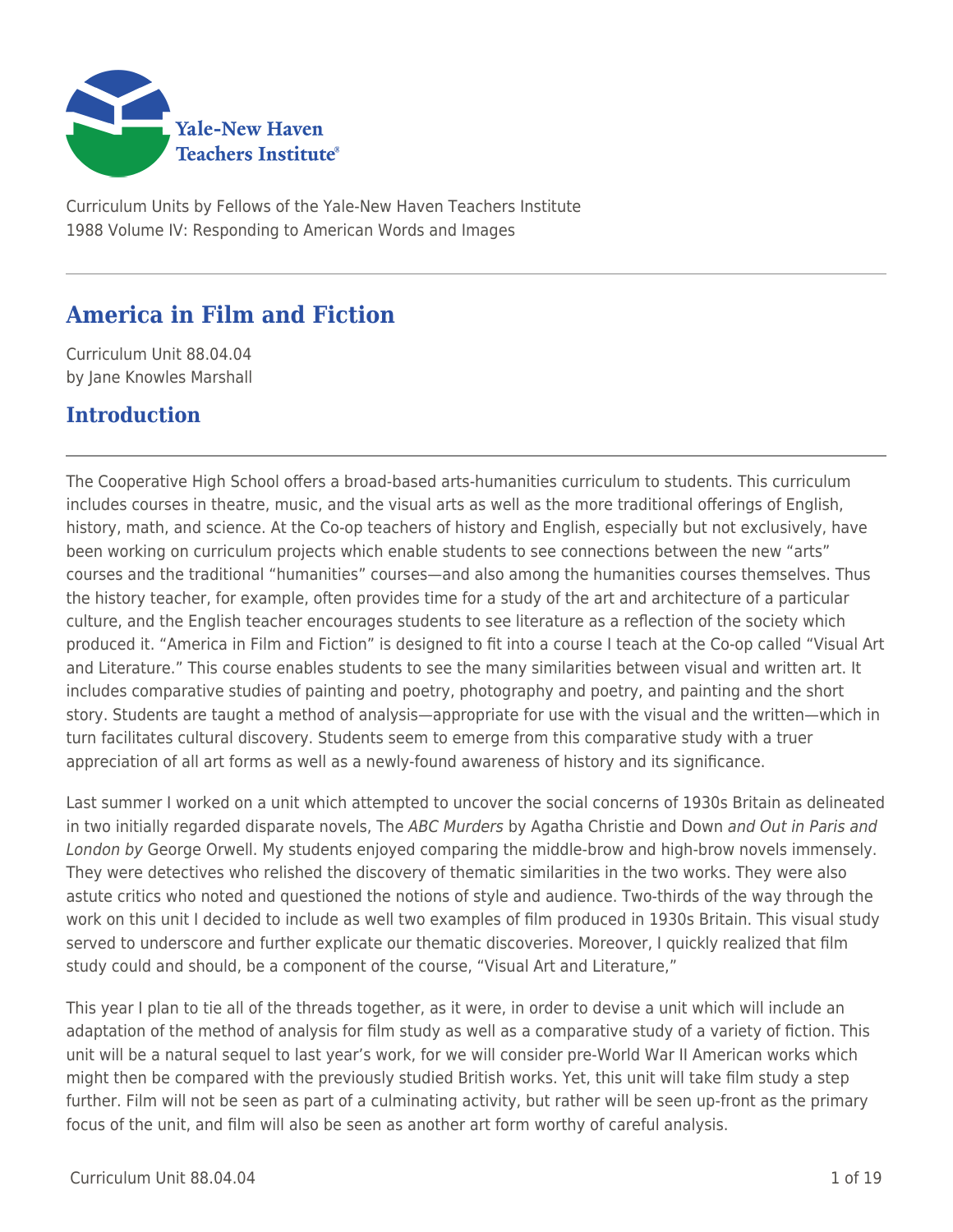Curriculum Units by Fellows of the Yale-New Haven Teachers Institute
1988 Volume IV: Responding to American Words and Images

# America in Film and Fiction

Curriculum Unit 88.04.04
by Jane Knowles Marshall

## Introduction

The Cooperative High School offers a broad-based arts-humanities curriculum to students. This curriculum includes courses in theatre, music, and the visual arts as well as the more traditional offerings of English, history, math, and science. At the Co-op teachers of history and English, especially but not exclusively, have been working on curriculum projects which enable students to see connections between the new "arts" courses and the traditional "humanities" courses—and also among the humanities courses themselves. Thus the history teacher, for example, often provides time for a study of the art and architecture of a particular culture, and the English teacher encourages students to see literature as a reflection of the society which produced it. "America in Film and Fiction" is designed to fit into a course I teach at the Co-op called "Visual Art and Literature." This course enables students to see the many similarities between visual and written art. It includes comparative studies of painting and poetry, photography and poetry, and painting and the short story. Students are taught a method of analysis—appropriate for use with the visual and the written—which in turn facilitates cultural discovery. Students seem to emerge from this comparative study with a truer appreciation of all art forms as well as a newly-found awareness of history and its significance.

Last summer I worked on a unit which attempted to uncover the social concerns of 1930s Britain as delineated in two initially regarded disparate novels, The *ABC Murders* by Agatha Christie and Down *and Out in Paris and London by* George Orwell. My students enjoyed comparing the middle-brow and high-brow novels immensely. They were detectives who relished the discovery of thematic similarities in the two works. They were also astute critics who noted and questioned the notions of style and audience. Two-thirds of the way through the work on this unit I decided to include as well two examples of film produced in 1930s Britain. This visual study served to underscore and further explicate our thematic discoveries. Moreover, I quickly realized that film study could and should, be a component of the course, "Visual Art and Literature,"

This year I plan to tie all of the threads together, as it were, in order to devise a unit which will include an adaptation of the method of analysis for film study as well as a comparative study of a variety of fiction. This unit will be a natural sequel to last year's work, for we will consider pre-World War II American works which might then be compared with the previously studied British works. Yet, this unit will take film study a step further. Film will not be seen as part of a culminating activity, but rather will be seen up-front as the primary focus of the unit, and film will also be seen as another art form worthy of careful analysis.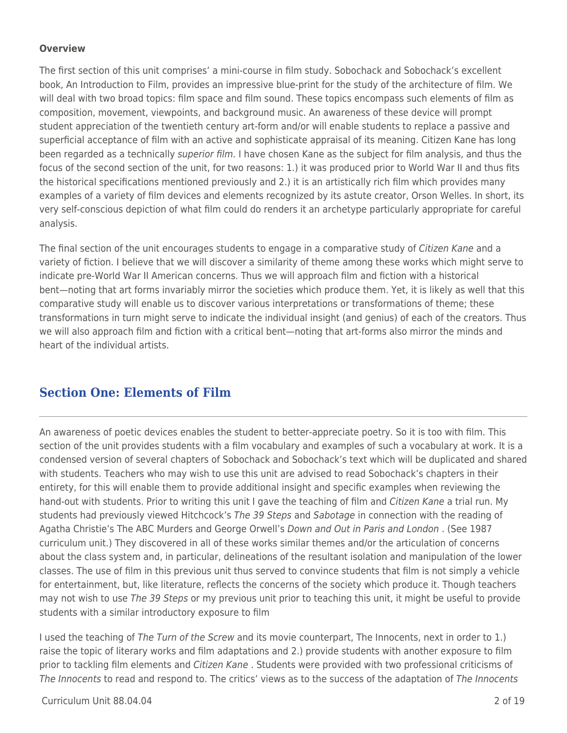**Overview**

The first section of this unit comprises' a mini-course in film study. Sobochack and Sobochack's excellent book, An Introduction to Film, provides an impressive blue-print for the study of the architecture of film. We will deal with two broad topics: film space and film sound. These topics encompass such elements of film as composition, movement, viewpoints, and background music. An awareness of these device will prompt student appreciation of the twentieth century art-form and/or will enable students to replace a passive and superficial acceptance of film with an active and sophisticate appraisal of its meaning. Citizen Kane has long been regarded as a technically *superior film.* I have chosen Kane as the subject for film analysis, and thus the focus of the second section of the unit, for two reasons: 1.) it was produced prior to World War II and thus fits the historical specifications mentioned previously and 2.) it is an artistically rich film which provides many examples of a variety of film devices and elements recognized by its astute creator, Orson Welles. In short, its very self-conscious depiction of what film could do renders it an archetype particularly appropriate for careful analysis.

The final section of the unit encourages students to engage in a comparative study of *Citizen Kane* and a variety of fiction. I believe that we will discover a similarity of theme among these works which might serve to indicate pre-World War II American concerns. Thus we will approach film and fiction with a historical bent—noting that art forms invariably mirror the societies which produce them. Yet, it is likely as well that this comparative study will enable us to discover various interpretations or transformations of theme; these transformations in turn might serve to indicate the individual insight (and genius) of each of the creators. Thus we will also approach film and fiction with a critical bent—noting that art-forms also mirror the minds and heart of the individual artists.

## Section One: Elements of Film

An awareness of poetic devices enables the student to better-appreciate poetry. So it is too with film. This section of the unit provides students with a film vocabulary and examples of such a vocabulary at work. It is a condensed version of several chapters of Sobochack and Sobochack's text which will be duplicated and shared with students. Teachers who may wish to use this unit are advised to read Sobochack's chapters in their entirety, for this will enable them to provide additional insight and specific examples when reviewing the hand-out with students. Prior to writing this unit I gave the teaching of film and *Citizen Kane* a trial run. My students had previously viewed Hitchcock's *The 39 Steps* and *Sabotage* in connection with the reading of Agatha Christie's The ABC Murders and George Orwell's *Down and Out in Paris and London* . (See 1987 curriculum unit.) They discovered in all of these works similar themes and/or the articulation of concerns about the class system and, in particular, delineations of the resultant isolation and manipulation of the lower classes. The use of film in this previous unit thus served to convince students that film is not simply a vehicle for entertainment, but, like literature, reflects the concerns of the society which produce it. Though teachers may not wish to use *The 39 Steps* or my previous unit prior to teaching this unit, it might be useful to provide students with a similar introductory exposure to film

I used the teaching of *The Turn of the Screw* and its movie counterpart, The Innocents, next in order to 1.) raise the topic of literary works and film adaptations and 2.) provide students with another exposure to film prior to tackling film elements and *Citizen Kane* . Students were provided with two professional criticisms of *The Innocents* to read and respond to. The critics' views as to the success of the adaptation of *The Innocents*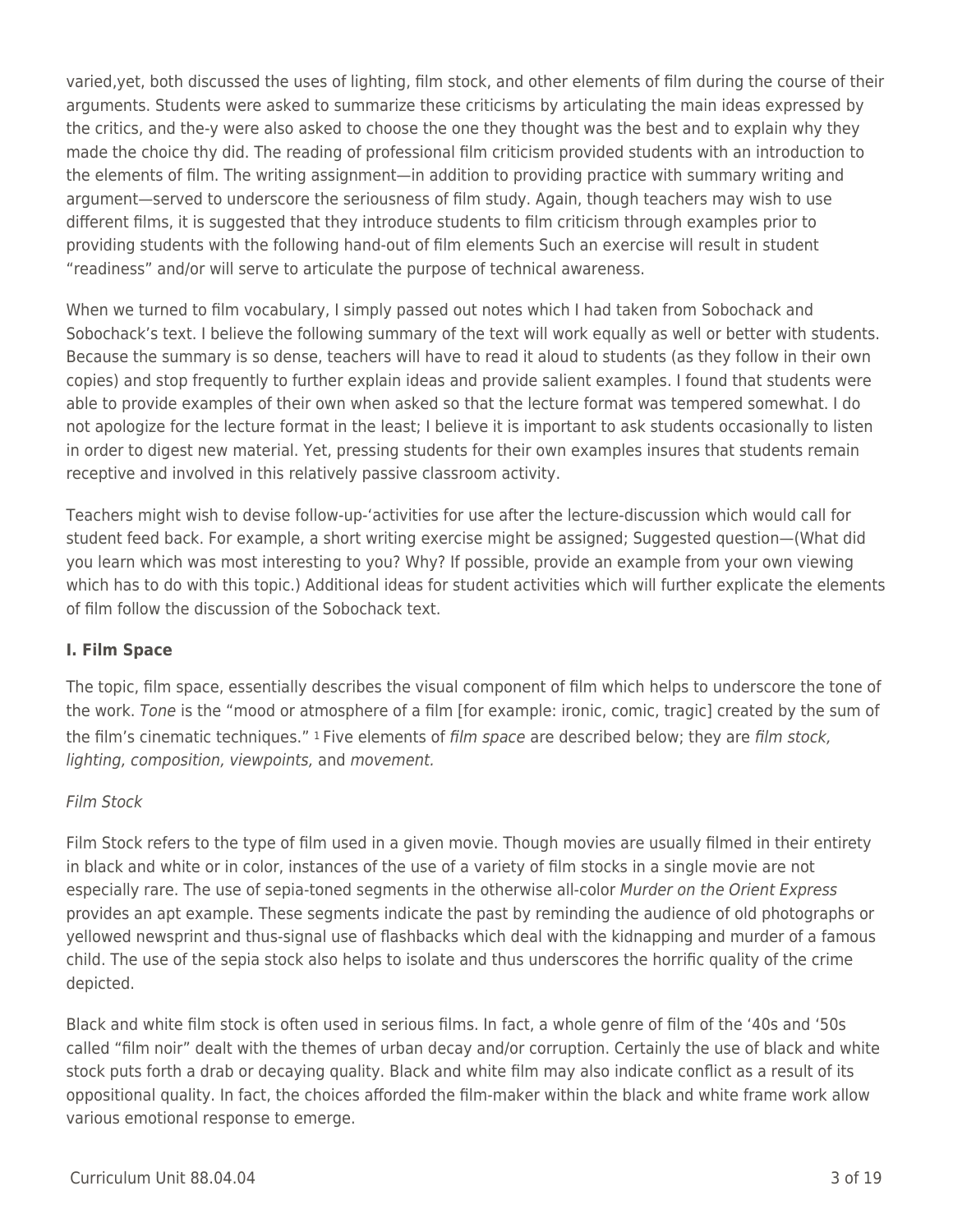varied,yet, both discussed the uses of lighting, film stock, and other elements of film during the course of their arguments. Students were asked to summarize these criticisms by articulating the main ideas expressed by the critics, and the-y were also asked to choose the one they thought was the best and to explain why they made the choice thy did. The reading of professional film criticism provided students with an introduction to the elements of film. The writing assignment—in addition to providing practice with summary writing and argument—served to underscore the seriousness of film study. Again, though teachers may wish to use different films, it is suggested that they introduce students to film criticism through examples prior to providing students with the following hand-out of film elements Such an exercise will result in student "readiness" and/or will serve to articulate the purpose of technical awareness.

When we turned to film vocabulary, I simply passed out notes which I had taken from Sobochack and Sobochack's text. I believe the following summary of the text will work equally as well or better with students. Because the summary is so dense, teachers will have to read it aloud to students (as they follow in their own copies) and stop frequently to further explain ideas and provide salient examples. I found that students were able to provide examples of their own when asked so that the lecture format was tempered somewhat. I do not apologize for the lecture format in the least; I believe it is important to ask students occasionally to listen in order to digest new material. Yet, pressing students for their own examples insures that students remain receptive and involved in this relatively passive classroom activity.

Teachers might wish to devise follow-up-'activities for use after the lecture-discussion which would call for student feed back. For example, a short writing exercise might be assigned; Suggested question—(What did you learn which was most interesting to you? Why? If possible, provide an example from your own viewing which has to do with this topic.) Additional ideas for student activities which will further explicate the elements of film follow the discussion of the Sobochack text.

**I. Film Space**

The topic, film space, essentially describes the visual component of film which helps to underscore the tone of the work. *Tone* is the "mood or atmosphere of a film [for example: ironic, comic, tragic] created by the sum of the film's cinematic techniques." [1] Five elements of *film space* are described below; they are *film stock, lighting, composition, viewpoints,* and *movement.*

*Film Stock*

Film Stock refers to the type of film used in a given movie. Though movies are usually filmed in their entirety in black and white or in color, instances of the use of a variety of film stocks in a single movie are not especially rare. The use of sepia-toned segments in the otherwise all-color *Murder on the Orient Express* provides an apt example. These segments indicate the past by reminding the audience of old photographs or yellowed newsprint and thus-signal use of flashbacks which deal with the kidnapping and murder of a famous child. The use of the sepia stock also helps to isolate and thus underscores the horrific quality of the crime depicted.

Black and white film stock is often used in serious films. In fact, a whole genre of film of the '40s and '50s called "film noir" dealt with the themes of urban decay and/or corruption. Certainly the use of black and white stock puts forth a drab or decaying quality. Black and white film may also indicate conflict as a result of its oppositional quality. In fact, the choices afforded the film-maker within the black and white frame work allow various emotional response to emerge.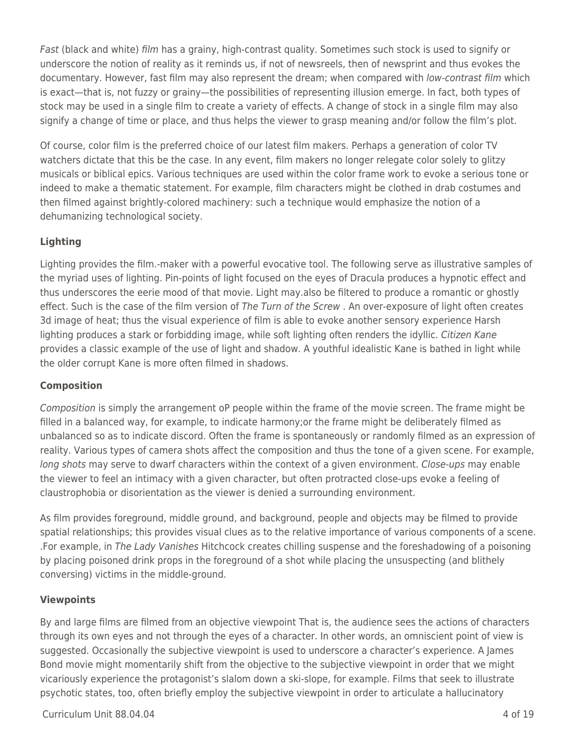*Fast* (black and white) *film* has a grainy, high-contrast quality. Sometimes such stock is used to signify or underscore the notion of reality as it reminds us, if not of newsreels, then of newsprint and thus evokes the documentary. However, fast film may also represent the dream; when compared with *low-contrast film* which is exact—that is, not fuzzy or grainy—the possibilities of representing illusion emerge. In fact, both types of stock may be used in a single film to create a variety of effects. A change of stock in a single film may also signify a change of time or place, and thus helps the viewer to grasp meaning and/or follow the film's plot.

Of course, color film is the preferred choice of our latest film makers. Perhaps a generation of color TV watchers dictate that this be the case. In any event, film makers no longer relegate color solely to glitzy musicals or biblical epics. Various techniques are used within the color frame work to evoke a serious tone or indeed to make a thematic statement. For example, film characters might be clothed in drab costumes and then filmed against brightly-colored machinery: such a technique would emphasize the notion of a dehumanizing technological society.

**Lighting**

Lighting provides the film.-maker with a powerful evocative tool. The following serve as illustrative samples of the myriad uses of lighting. Pin-points of light focused on the eyes of Dracula produces a hypnotic effect and thus underscores the eerie mood of that movie. Light may.also be filtered to produce a romantic or ghostly effect. Such is the case of the film version of *The Turn of the Screw* . An over-exposure of light often creates 3d image of heat; thus the visual experience of film is able to evoke another sensory experience Harsh lighting produces a stark or forbidding image, while soft lighting often renders the idyllic. *Citizen Kane* provides a classic example of the use of light and shadow. A youthful idealistic Kane is bathed in light while the older corrupt Kane is more often filmed in shadows.

**Composition**

*Composition* is simply the arrangement oP people within the frame of the movie screen. The frame might be filled in a balanced way, for example, to indicate harmony;or the frame might be deliberately filmed as unbalanced so as to indicate discord. Often the frame is spontaneously or randomly filmed as an expression of reality. Various types of camera shots affect the composition and thus the tone of a given scene. For example, *long shots* may serve to dwarf characters within the context of a given environment. *Close-ups* may enable the viewer to feel an intimacy with a given character, but often protracted close-ups evoke a feeling of claustrophobia or disorientation as the viewer is denied a surrounding environment.

As film provides foreground, middle ground, and background, people and objects may be filmed to provide spatial relationships; this provides visual clues as to the relative importance of various components of a scene. .For example, in *The Lady Vanishes* Hitchcock creates chilling suspense and the foreshadowing of a poisoning by placing poisoned drink props in the foreground of a shot while placing the unsuspecting (and blithely conversing) victims in the middle-ground.

**Viewpoints**

By and large films are filmed from an objective viewpoint That is, the audience sees the actions of characters through its own eyes and not through the eyes of a character. In other words, an omniscient point of view is suggested. Occasionally the subjective viewpoint is used to underscore a character's experience. A James Bond movie might momentarily shift from the objective to the subjective viewpoint in order that we might vicariously experience the protagonist's slalom down a ski-slope, for example. Films that seek to illustrate psychotic states, too, often briefly employ the subjective viewpoint in order to articulate a hallucinatory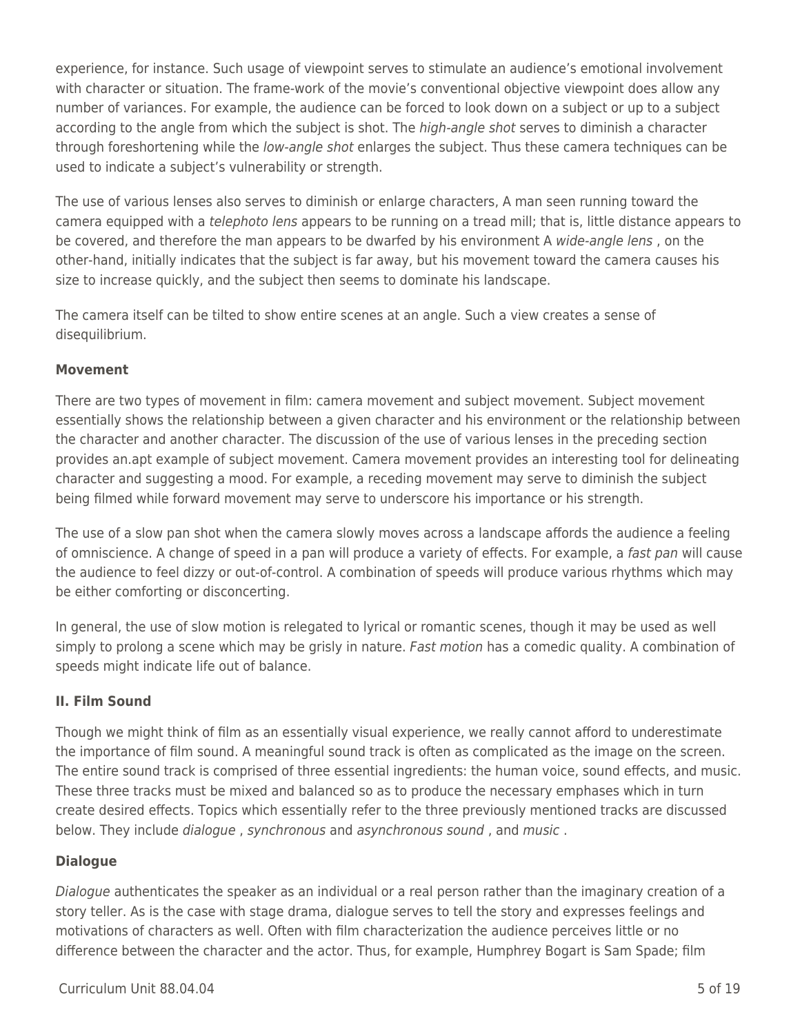experience, for instance. Such usage of viewpoint serves to stimulate an audience's emotional involvement with character or situation. The frame-work of the movie's conventional objective viewpoint does allow any number of variances. For example, the audience can be forced to look down on a subject or up to a subject according to the angle from which the subject is shot. The *high-angle shot* serves to diminish a character through foreshortening while the *low-angle shot* enlarges the subject. Thus these camera techniques can be used to indicate a subject's vulnerability or strength.

The use of various lenses also serves to diminish or enlarge characters, A man seen running toward the camera equipped with a *telephoto lens* appears to be running on a tread mill; that is, little distance appears to be covered, and therefore the man appears to be dwarfed by his environment A *wide-angle lens* , on the other-hand, initially indicates that the subject is far away, but his movement toward the camera causes his size to increase quickly, and the subject then seems to dominate his landscape.

The camera itself can be tilted to show entire scenes at an angle. Such a view creates a sense of disequilibrium.

**Movement**

There are two types of movement in film: camera movement and subject movement. Subject movement essentially shows the relationship between a given character and his environment or the relationship between the character and another character. The discussion of the use of various lenses in the preceding section provides an.apt example of subject movement. Camera movement provides an interesting tool for delineating character and suggesting a mood. For example, a receding movement may serve to diminish the subject being filmed while forward movement may serve to underscore his importance or his strength.

The use of a slow pan shot when the camera slowly moves across a landscape affords the audience a feeling of omniscience. A change of speed in a pan will produce a variety of effects. For example, a *fast pan* will cause the audience to feel dizzy or out-of-control. A combination of speeds will produce various rhythms which may be either comforting or disconcerting.

In general, the use of slow motion is relegated to lyrical or romantic scenes, though it may be used as well simply to prolong a scene which may be grisly in nature. *Fast motion* has a comedic quality. A combination of speeds might indicate life out of balance.

**II. Film Sound**

Though we might think of film as an essentially visual experience, we really cannot afford to underestimate the importance of film sound. A meaningful sound track is often as complicated as the image on the screen. The entire sound track is comprised of three essential ingredients: the human voice, sound effects, and music. These three tracks must be mixed and balanced so as to produce the necessary emphases which in turn create desired effects. Topics which essentially refer to the three previously mentioned tracks are discussed below. They include *dialogue* , *synchronous* and *asynchronous sound* , and *music* .

**Dialogue**

*Dialogue* authenticates the speaker as an individual or a real person rather than the imaginary creation of a story teller. As is the case with stage drama, dialogue serves to tell the story and expresses feelings and motivations of characters as well. Often with film characterization the audience perceives little or no difference between the character and the actor. Thus, for example, Humphrey Bogart is Sam Spade; film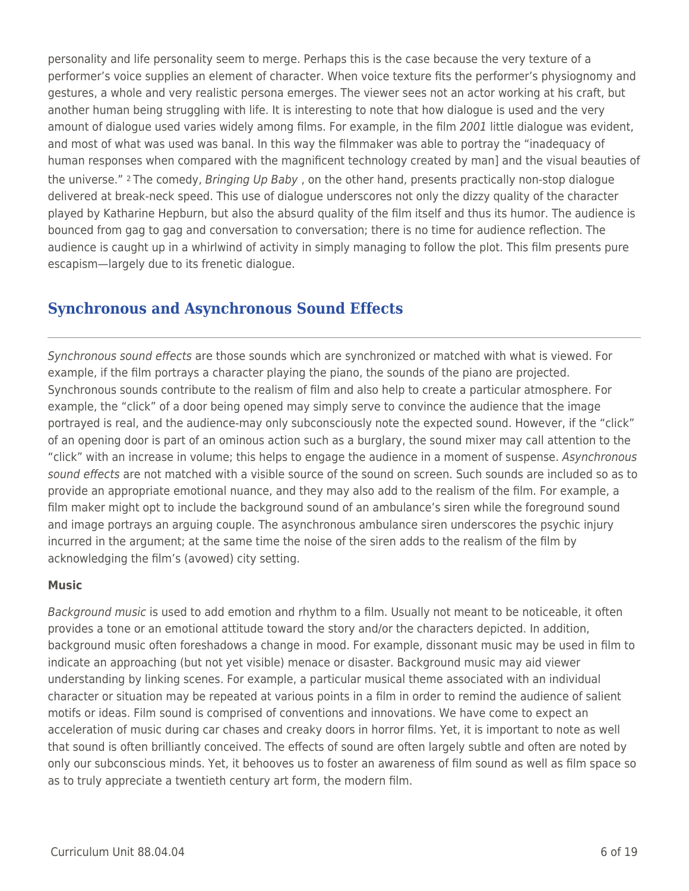personality and life personality seem to merge. Perhaps this is the case because the very texture of a performer's voice supplies an element of character. When voice texture fits the performer's physiognomy and gestures, a whole and very realistic persona emerges. The viewer sees not an actor working at his craft, but another human being struggling with life. It is interesting to note that how dialogue is used and the very amount of dialogue used varies widely among films. For example, in the film *2001* little dialogue was evident, and most of what was used was banal. In this way the filmmaker was able to portray the "inadequacy of human responses when compared with the magnificent technology created by man] and the visual beauties of the universe." [2] The comedy, *Bringing Up Baby* , on the other hand, presents practically non-stop dialogue delivered at break-neck speed. This use of dialogue underscores not only the dizzy quality of the character played by Katharine Hepburn, but also the absurd quality of the film itself and thus its humor. The audience is bounced from gag to gag and conversation to conversation; there is no time for audience reflection. The audience is caught up in a whirlwind of activity in simply managing to follow the plot. This film presents pure escapism—largely due to its frenetic dialogue.

## Synchronous and Asynchronous Sound Effects

*Synchronous sound effects* are those sounds which are synchronized or matched with what is viewed. For example, if the film portrays a character playing the piano, the sounds of the piano are projected. Synchronous sounds contribute to the realism of film and also help to create a particular atmosphere. For example, the "click" of a door being opened may simply serve to convince the audience that the image portrayed is real, and the audience-may only subconsciously note the expected sound. However, if the "click" of an opening door is part of an ominous action such as a burglary, the sound mixer may call attention to the "click" with an increase in volume; this helps to engage the audience in a moment of suspense. *Asynchronous sound effects* are not matched with a visible source of the sound on screen. Such sounds are included so as to provide an appropriate emotional nuance, and they may also add to the realism of the film. For example, a film maker might opt to include the background sound of an ambulance's siren while the foreground sound and image portrays an arguing couple. The asynchronous ambulance siren underscores the psychic injury incurred in the argument; at the same time the noise of the siren adds to the realism of the film by acknowledging the film's (avowed) city setting.

**Music**

*Background music* is used to add emotion and rhythm to a film. Usually not meant to be noticeable, it often provides a tone or an emotional attitude toward the story and/or the characters depicted. In addition, background music often foreshadows a change in mood. For example, dissonant music may be used in film to indicate an approaching (but not yet visible) menace or disaster. Background music may aid viewer understanding by linking scenes. For example, a particular musical theme associated with an individual character or situation may be repeated at various points in a film in order to remind the audience of salient motifs or ideas. Film sound is comprised of conventions and innovations. We have come to expect an acceleration of music during car chases and creaky doors in horror films. Yet, it is important to note as well that sound is often brilliantly conceived. The effects of sound are often largely subtle and often are noted by only our subconscious minds. Yet, it behooves us to foster an awareness of film sound as well as film space so as to truly appreciate a twentieth century art form, the modern film.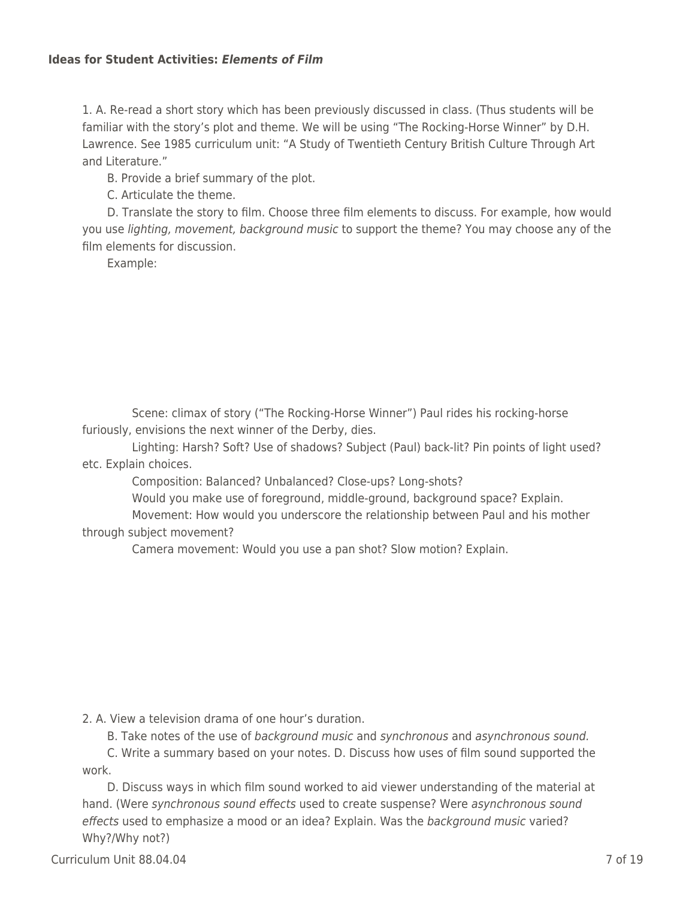**Ideas for Student Activities: *Elements of Film***

1. A. Re-read a short story which has been previously discussed in class. (Thus students will be familiar with the story's plot and theme. We will be using "The Rocking-Horse Winner" by D.H. Lawrence. See 1985 curriculum unit: "A Study of Twentieth Century British Culture Through Art and Literature."

B. Provide a brief summary of the plot.

C. Articulate the theme.

D. Translate the story to film. Choose three film elements to discuss. For example, how would you use *lighting, movement, background music* to support the theme? You may choose any of the film elements for discussion.

Example:

Scene: climax of story ("The Rocking-Horse Winner") Paul rides his rocking-horse furiously, envisions the next winner of the Derby, dies.

Lighting: Harsh? Soft? Use of shadows? Subject (Paul) back-lit? Pin points of light used? etc. Explain choices.

Composition: Balanced? Unbalanced? Close-ups? Long-shots?

Would you make use of foreground, middle-ground, background space? Explain.

Movement: How would you underscore the relationship between Paul and his mother through subject movement?

Camera movement: Would you use a pan shot? Slow motion? Explain.

2. A. View a television drama of one hour's duration.

B. Take notes of the use of *background music* and *synchronous* and *asynchronous sound.*

C. Write a summary based on your notes. D. Discuss how uses of film sound supported the work.

D. Discuss ways in which film sound worked to aid viewer understanding of the material at hand. (Were *synchronous sound effects* used to create suspense? Were *asynchronous sound effects* used to emphasize a mood or an idea? Explain. Was the *background music* varied? Why?/Why not?)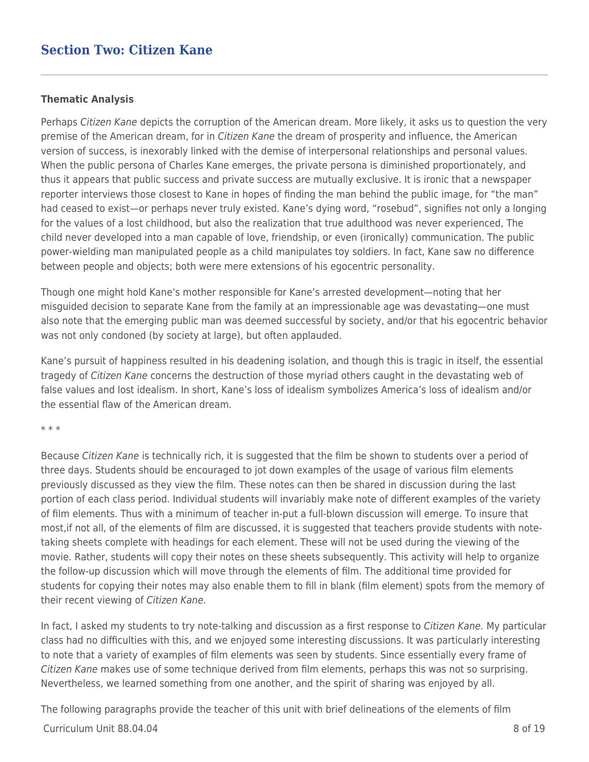## Section Two: Citizen Kane

**Thematic Analysis**

Perhaps *Citizen Kane* depicts the corruption of the American dream. More likely, it asks us to question the very premise of the American dream, for in *Citizen Kane* the dream of prosperity and influence, the American version of success, is inexorably linked with the demise of interpersonal relationships and personal values. When the public persona of Charles Kane emerges, the private persona is diminished proportionately, and thus it appears that public success and private success are mutually exclusive. It is ironic that a newspaper reporter interviews those closest to Kane in hopes of finding the man behind the public image, for "the man" had ceased to exist—or perhaps never truly existed. Kane's dying word, "rosebud", signifies not only a longing for the values of a lost childhood, but also the realization that true adulthood was never experienced, The child never developed into a man capable of love, friendship, or even (ironically) communication. The public power-wielding man manipulated people as a child manipulates toy soldiers. In fact, Kane saw no difference between people and objects; both were mere extensions of his egocentric personality.

Though one might hold Kane's mother responsible for Kane's arrested development—noting that her misguided decision to separate Kane from the family at an impressionable age was devastating—one must also note that the emerging public man was deemed successful by society, and/or that his egocentric behavior was not only condoned (by society at large), but often applauded.

Kane's pursuit of happiness resulted in his deadening isolation, and though this is tragic in itself, the essential tragedy of *Citizen Kane* concerns the destruction of those myriad others caught in the devastating web of false values and lost idealism. In short, Kane's loss of idealism symbolizes America's loss of idealism and/or the essential flaw of the American dream.

* * *

Because *Citizen Kane* is technically rich, it is suggested that the film be shown to students over a period of three days. Students should be encouraged to jot down examples of the usage of various film elements previously discussed as they view the film. These notes can then be shared in discussion during the last portion of each class period. Individual students will invariably make note of different examples of the variety of film elements. Thus with a minimum of teacher in-put a full-blown discussion will emerge. To insure that most,if not all, of the elements of film are discussed, it is suggested that teachers provide students with note-taking sheets complete with headings for each element. These will not be used during the viewing of the movie. Rather, students will copy their notes on these sheets subsequently. This activity will help to organize the follow-up discussion which will move through the elements of film. The additional time provided for students for copying their notes may also enable them to fill in blank (film element) spots from the memory of their recent viewing of *Citizen Kane.*

In fact, I asked my students to try note-talking and discussion as a first response to *Citizen Kane.* My particular class had no difficulties with this, and we enjoyed some interesting discussions. It was particularly interesting to note that a variety of examples of film elements was seen by students. Since essentially every frame of *Citizen Kane* makes use of some technique derived from film elements, perhaps this was not so surprising. Nevertheless, we learned something from one another, and the spirit of sharing was enjoyed by all.

The following paragraphs provide the teacher of this unit with brief delineations of the elements of film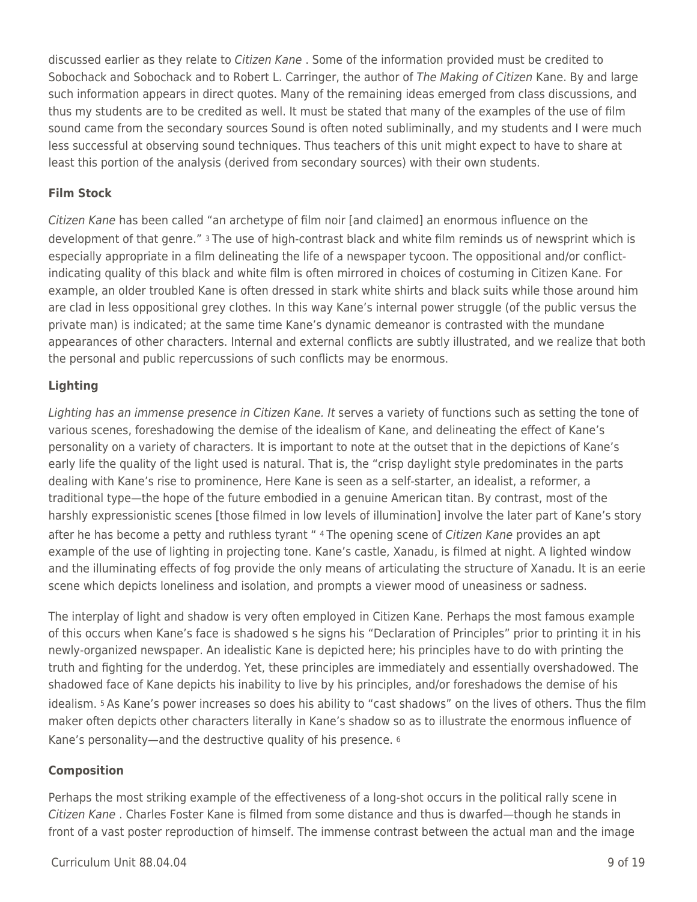discussed earlier as they relate to *Citizen Kane* . Some of the information provided must be credited to Sobochack and Sobochack and to Robert L. Carringer, the author of *The Making of Citizen* Kane. By and large such information appears in direct quotes. Many of the remaining ideas emerged from class discussions, and thus my students are to be credited as well. It must be stated that many of the examples of the use of film sound came from the secondary sources Sound is often noted subliminally, and my students and I were much less successful at observing sound techniques. Thus teachers of this unit might expect to have to share at least this portion of the analysis (derived from secondary sources) with their own students.

### Film Stock

*Citizen Kane* has been called "an archetype of film noir [and claimed] an enormous influence on the development of that genre." [3] The use of high-contrast black and white film reminds us of newsprint which is especially appropriate in a film delineating the life of a newspaper tycoon. The oppositional and/or conflict-indicating quality of this black and white film is often mirrored in choices of costuming in Citizen Kane. For example, an older troubled Kane is often dressed in stark white shirts and black suits while those around him are clad in less oppositional grey clothes. In this way Kane's internal power struggle (of the public versus the private man) is indicated; at the same time Kane's dynamic demeanor is contrasted with the mundane appearances of other characters. Internal and external conflicts are subtly illustrated, and we realize that both the personal and public repercussions of such conflicts may be enormous.

### Lighting

*Lighting has an immense presence in Citizen Kane. It* serves a variety of functions such as setting the tone of various scenes, foreshadowing the demise of the idealism of Kane, and delineating the effect of Kane's personality on a variety of characters. It is important to note at the outset that in the depictions of Kane's early life the quality of the light used is natural. That is, the "crisp daylight style predominates in the parts dealing with Kane's rise to prominence, Here Kane is seen as a self-starter, an idealist, a reformer, a traditional type—the hope of the future embodied in a genuine American titan. By contrast, most of the harshly expressionistic scenes [those filmed in low levels of illumination] involve the later part of Kane's story after he has become a petty and ruthless tyrant " [4] The opening scene of *Citizen Kane* provides an apt example of the use of lighting in projecting tone. Kane's castle, Xanadu, is filmed at night. A lighted window and the illuminating effects of fog provide the only means of articulating the structure of Xanadu. It is an eerie scene which depicts loneliness and isolation, and prompts a viewer mood of uneasiness or sadness.

The interplay of light and shadow is very often employed in Citizen Kane. Perhaps the most famous example of this occurs when Kane's face is shadowed s he signs his "Declaration of Principles" prior to printing it in his newly-organized newspaper. An idealistic Kane is depicted here; his principles have to do with printing the truth and fighting for the underdog. Yet, these principles are immediately and essentially overshadowed. The shadowed face of Kane depicts his inability to live by his principles, and/or foreshadows the demise of his idealism. [5] As Kane's power increases so does his ability to "cast shadows" on the lives of others. Thus the film maker often depicts other characters literally in Kane's shadow so as to illustrate the enormous influence of Kane's personality—and the destructive quality of his presence. [6]

### Composition

Perhaps the most striking example of the effectiveness of a long-shot occurs in the political rally scene in *Citizen Kane* . Charles Foster Kane is filmed from some distance and thus is dwarfed—though he stands in front of a vast poster reproduction of himself. The immense contrast between the actual man and the image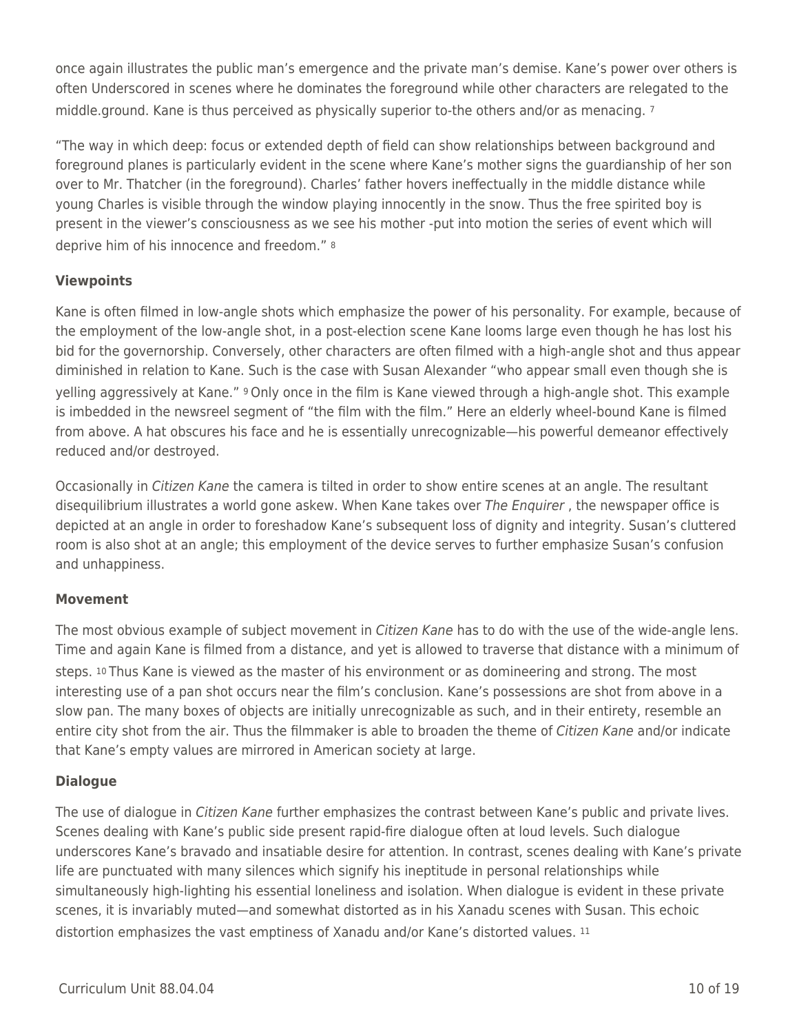once again illustrates the public man's emergence and the private man's demise. Kane's power over others is often Underscored in scenes where he dominates the foreground while other characters are relegated to the middle.ground. Kane is thus perceived as physically superior to-the others and/or as menacing. [7]

"The way in which deep: focus or extended depth of field can show relationships between background and foreground planes is particularly evident in the scene where Kane's mother signs the guardianship of her son over to Mr. Thatcher (in the foreground). Charles' father hovers ineffectually in the middle distance while young Charles is visible through the window playing innocently in the snow. Thus the free spirited boy is present in the viewer's consciousness as we see his mother -put into motion the series of event which will deprive him of his innocence and freedom." [8]

**Viewpoints**

Kane is often filmed in low-angle shots which emphasize the power of his personality. For example, because of the employment of the low-angle shot, in a post-election scene Kane looms large even though he has lost his bid for the governorship. Conversely, other characters are often filmed with a high-angle shot and thus appear diminished in relation to Kane. Such is the case with Susan Alexander "who appear small even though she is yelling aggressively at Kane." [9] Only once in the film is Kane viewed through a high-angle shot. This example is imbedded in the newsreel segment of "the film with the film." Here an elderly wheel-bound Kane is filmed from above. A hat obscures his face and he is essentially unrecognizable—his powerful demeanor effectively reduced and/or destroyed.

Occasionally in *Citizen Kane* the camera is tilted in order to show entire scenes at an angle. The resultant disequilibrium illustrates a world gone askew. When Kane takes over *The Enquirer* , the newspaper office is depicted at an angle in order to foreshadow Kane's subsequent loss of dignity and integrity. Susan's cluttered room is also shot at an angle; this employment of the device serves to further emphasize Susan's confusion and unhappiness.

**Movement**

The most obvious example of subject movement in *Citizen Kane* has to do with the use of the wide-angle lens. Time and again Kane is filmed from a distance, and yet is allowed to traverse that distance with a minimum of steps. [10] Thus Kane is viewed as the master of his environment or as domineering and strong. The most interesting use of a pan shot occurs near the film's conclusion. Kane's possessions are shot from above in a slow pan. The many boxes of objects are initially unrecognizable as such, and in their entirety, resemble an entire city shot from the air. Thus the filmmaker is able to broaden the theme of *Citizen Kane* and/or indicate that Kane's empty values are mirrored in American society at large.

**Dialogue**

The use of dialogue in *Citizen Kane* further emphasizes the contrast between Kane's public and private lives. Scenes dealing with Kane's public side present rapid-fire dialogue often at loud levels. Such dialogue underscores Kane's bravado and insatiable desire for attention. In contrast, scenes dealing with Kane's private life are punctuated with many silences which signify his ineptitude in personal relationships while simultaneously high-lighting his essential loneliness and isolation. When dialogue is evident in these private scenes, it is invariably muted—and somewhat distorted as in his Xanadu scenes with Susan. This echoic distortion emphasizes the vast emptiness of Xanadu and/or Kane's distorted values. [11]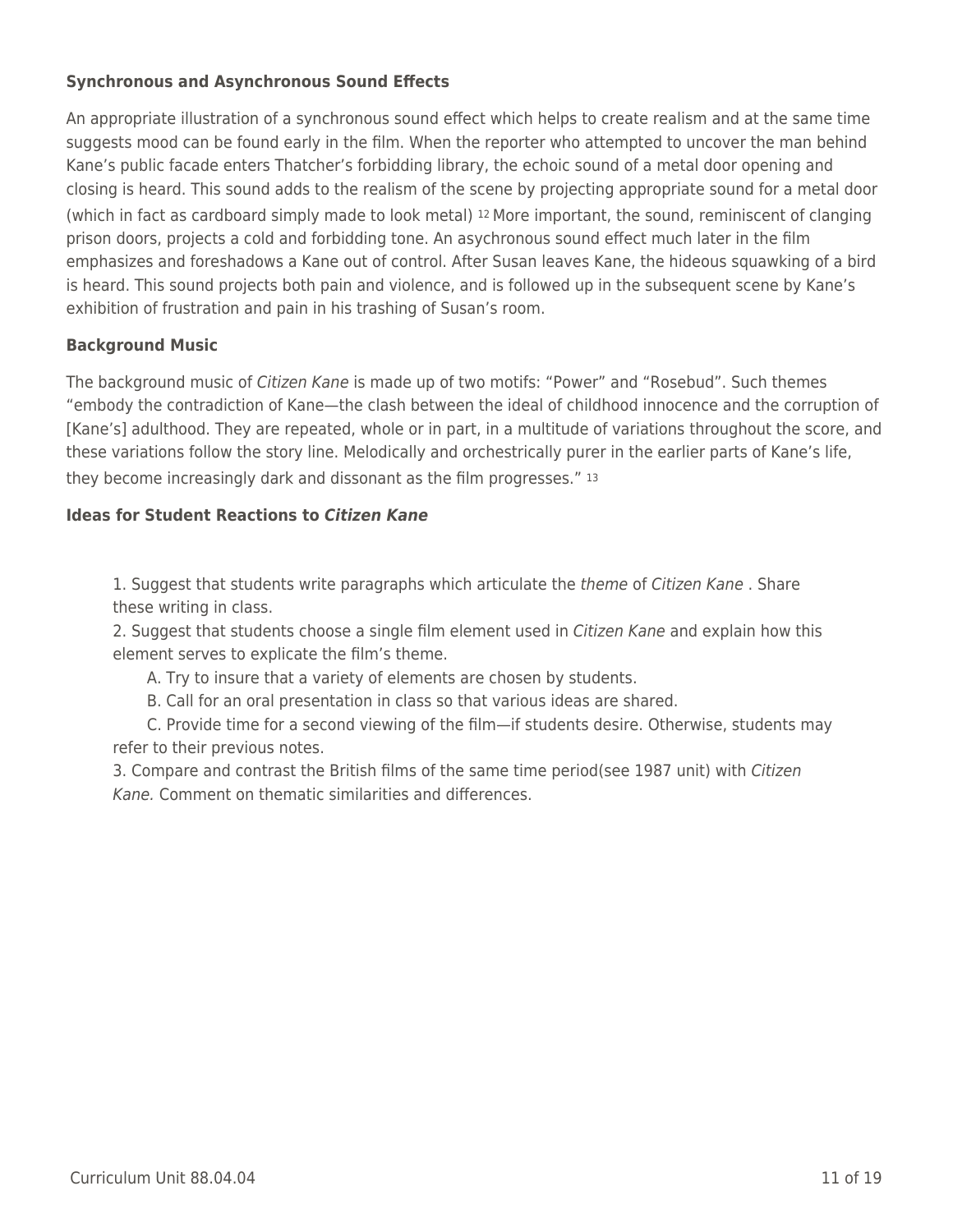### Synchronous and Asynchronous Sound Effects

An appropriate illustration of a synchronous sound effect which helps to create realism and at the same time suggests mood can be found early in the film. When the reporter who attempted to uncover the man behind Kane's public facade enters Thatcher's forbidding library, the echoic sound of a metal door opening and closing is heard. This sound adds to the realism of the scene by projecting appropriate sound for a metal door (which in fact as cardboard simply made to look metal) [12] More important, the sound, reminiscent of clanging prison doors, projects a cold and forbidding tone. An asychronous sound effect much later in the film emphasizes and foreshadows a Kane out of control. After Susan leaves Kane, the hideous squawking of a bird is heard. This sound projects both pain and violence, and is followed up in the subsequent scene by Kane's exhibition of frustration and pain in his trashing of Susan's room.

### Background Music

The background music of *Citizen Kane* is made up of two motifs: "Power" and "Rosebud". Such themes "embody the contradiction of Kane—the clash between the ideal of childhood innocence and the corruption of [Kane's] adulthood. They are repeated, whole or in part, in a multitude of variations throughout the score, and these variations follow the story line. Melodically and orchestrically purer in the earlier parts of Kane's life, they become increasingly dark and dissonant as the film progresses." [13]

### Ideas for Student Reactions to *Citizen Kane*

1. Suggest that students write paragraphs which articulate the *theme* of *Citizen Kane* . Share these writing in class.
2. Suggest that students choose a single film element used in *Citizen Kane* and explain how this element serves to explicate the film's theme.
    A. Try to insure that a variety of elements are chosen by students.
    B. Call for an oral presentation in class so that various ideas are shared.
    C. Provide time for a second viewing of the film—if students desire. Otherwise, students may refer to their previous notes.
3. Compare and contrast the British films of the same time period(see 1987 unit) with *Citizen Kane.* Comment on thematic similarities and differences.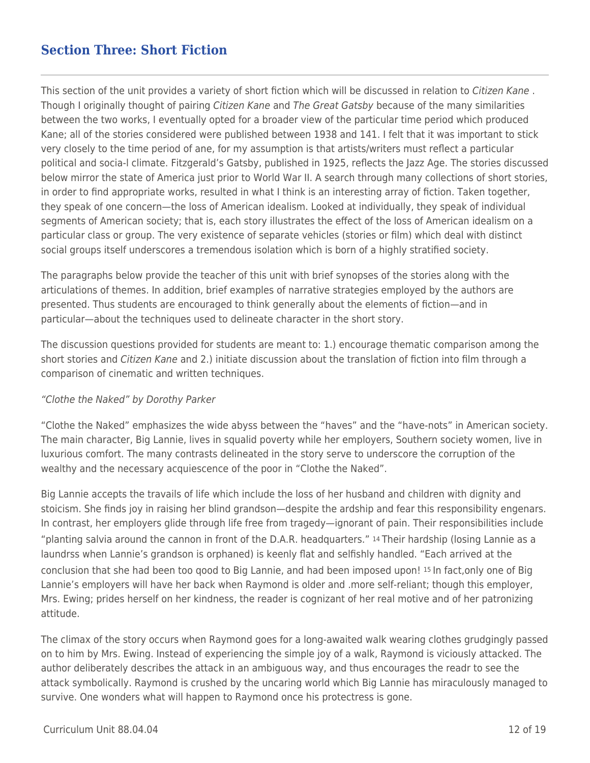## Section Three: Short Fiction

This section of the unit provides a variety of short fiction which will be discussed in relation to *Citizen Kane* . Though I originally thought of pairing *Citizen Kane* and *The Great Gatsby* because of the many similarities between the two works, I eventually opted for a broader view of the particular time period which produced Kane; all of the stories considered were published between 1938 and 141. I felt that it was important to stick very closely to the time period of ane, for my assumption is that artists/writers must reflect a particular political and socia-l climate. Fitzgerald's Gatsby, published in 1925, reflects the Jazz Age. The stories discussed below mirror the state of America just prior to World War II. A search through many collections of short stories, in order to find appropriate works, resulted in what I think is an interesting array of fiction. Taken together, they speak of one concern—the loss of American idealism. Looked at individually, they speak of individual segments of American society; that is, each story illustrates the effect of the loss of American idealism on a particular class or group. The very existence of separate vehicles (stories or film) which deal with distinct social groups itself underscores a tremendous isolation which is born of a highly stratified society.

The paragraphs below provide the teacher of this unit with brief synopses of the stories along with the articulations of themes. In addition, brief examples of narrative strategies employed by the authors are presented. Thus students are encouraged to think generally about the elements of fiction—and in particular—about the techniques used to delineate character in the short story.

The discussion questions provided for students are meant to: 1.) encourage thematic comparison among the short stories and *Citizen Kane* and 2.) initiate discussion about the translation of fiction into film through a comparison of cinematic and written techniques.

*"Clothe the Naked" by Dorothy Parker*

"Clothe the Naked" emphasizes the wide abyss between the "haves" and the "have-nots" in American society. The main character, Big Lannie, lives in squalid poverty while her employers, Southern society women, live in luxurious comfort. The many contrasts delineated in the story serve to underscore the corruption of the wealthy and the necessary acquiescence of the poor in "Clothe the Naked".

Big Lannie accepts the travails of life which include the loss of her husband and children with dignity and stoicism. She finds joy in raising her blind grandson—despite the ardship and fear this responsibility engenars. In contrast, her employers glide through life free from tragedy—ignorant of pain. Their responsibilities include "planting salvia around the cannon in front of the D.A.R. headquarters." [14] Their hardship (losing Lannie as a laundrss when Lannie's grandson is orphaned) is keenly flat and selfishly handled. "Each arrived at the conclusion that she had been too qood to Big Lannie, and had been imposed upon! [15] In fact,only one of Big Lannie's employers will have her back when Raymond is older and .more self-reliant; though this employer, Mrs. Ewing; prides herself on her kindness, the reader is cognizant of her real motive and of her patronizing attitude.

The climax of the story occurs when Raymond goes for a long-awaited walk wearing clothes grudgingly passed on to him by Mrs. Ewing. Instead of experiencing the simple joy of a walk, Raymond is viciously attacked. The author deliberately describes the attack in an ambiguous way, and thus encourages the readr to see the attack symbolically. Raymond is crushed by the uncaring world which Big Lannie has miraculously managed to survive. One wonders what will happen to Raymond once his protectress is gone.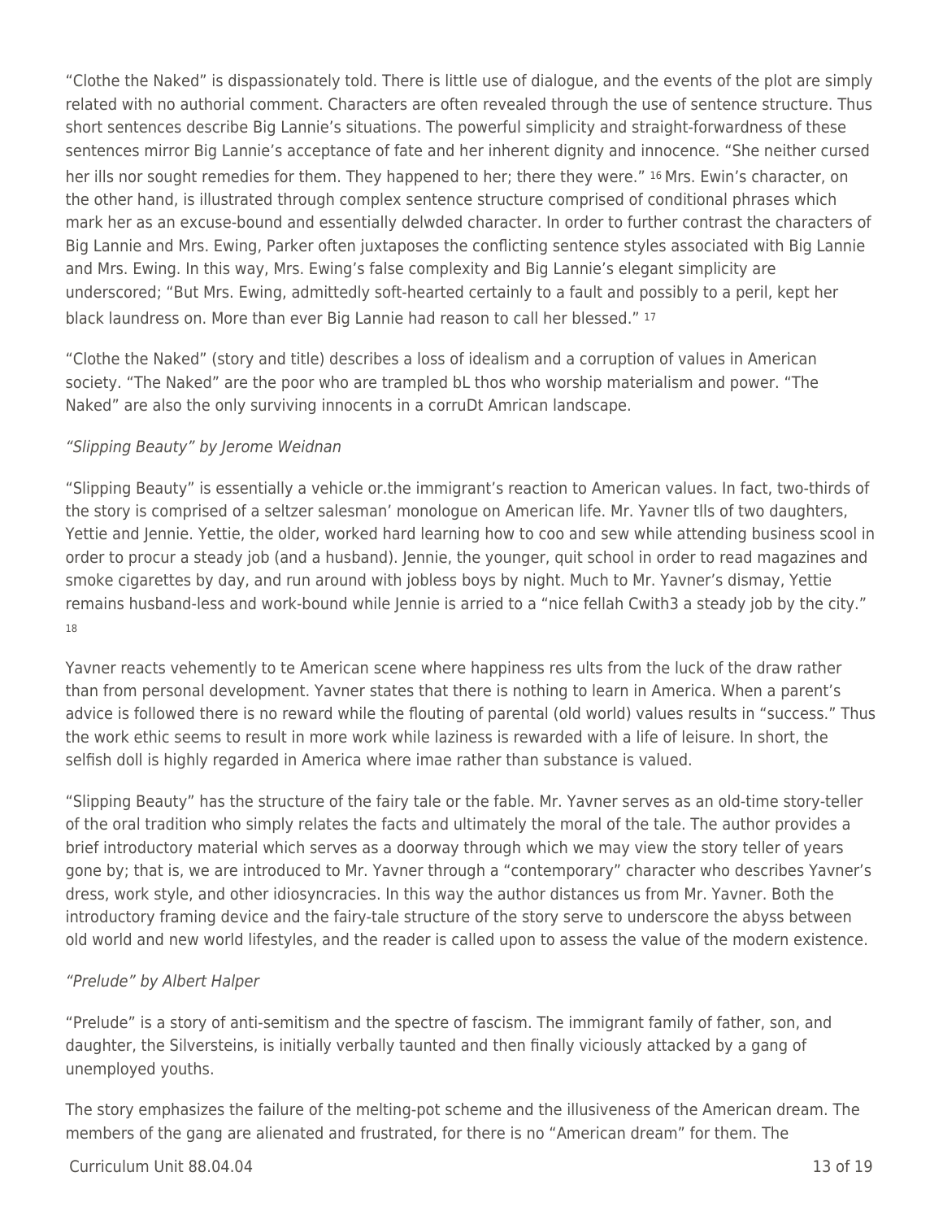"Clothe the Naked" is dispassionately told. There is little use of dialogue, and the events of the plot are simply related with no authorial comment. Characters are often revealed through the use of sentence structure. Thus short sentences describe Big Lannie's situations. The powerful simplicity and straight-forwardness of these sentences mirror Big Lannie's acceptance of fate and her inherent dignity and innocence. "She neither cursed her ills nor sought remedies for them. They happened to her; there they were." [16] Mrs. Ewin's character, on the other hand, is illustrated through complex sentence structure comprised of conditional phrases which mark her as an excuse-bound and essentially delwded character. In order to further contrast the characters of Big Lannie and Mrs. Ewing, Parker often juxtaposes the conflicting sentence styles associated with Big Lannie and Mrs. Ewing. In this way, Mrs. Ewing's false complexity and Big Lannie's elegant simplicity are underscored; "But Mrs. Ewing, admittedly soft-hearted certainly to a fault and possibly to a peril, kept her black laundress on. More than ever Big Lannie had reason to call her blessed." [17]

"Clothe the Naked" (story and title) describes a loss of idealism and a corruption of values in American society. "The Naked" are the poor who are trampled bL thos who worship materialism and power. "The Naked" are also the only surviving innocents in a corruDt Amrican landscape.

*"Slipping Beauty" by Jerome Weidnan*

"Slipping Beauty" is essentially a vehicle or.the immigrant's reaction to American values. In fact, two-thirds of the story is comprised of a seltzer salesman' monologue on American life. Mr. Yavner tlls of two daughters, Yettie and Jennie. Yettie, the older, worked hard learning how to coo and sew while attending business scool in order to procur a steady job (and a husband). Jennie, the younger, quit school in order to read magazines and smoke cigarettes by day, and run around with jobless boys by night. Much to Mr. Yavner's dismay, Yettie remains husband-less and work-bound while Jennie is arried to a "nice fellah Cwith3 a steady job by the city." [18]

Yavner reacts vehemently to te American scene where happiness res ults from the luck of the draw rather than from personal development. Yavner states that there is nothing to learn in America. When a parent's advice is followed there is no reward while the flouting of parental (old world) values results in "success." Thus the work ethic seems to result in more work while laziness is rewarded with a life of leisure. In short, the selfish doll is highly regarded in America where imae rather than substance is valued.

"Slipping Beauty" has the structure of the fairy tale or the fable. Mr. Yavner serves as an old-time story-teller of the oral tradition who simply relates the facts and ultimately the moral of the tale. The author provides a brief introductory material which serves as a doorway through which we may view the story teller of years gone by; that is, we are introduced to Mr. Yavner through a "contemporary" character who describes Yavner's dress, work style, and other idiosyncracies. In this way the author distances us from Mr. Yavner. Both the introductory framing device and the fairy-tale structure of the story serve to underscore the abyss between old world and new world lifestyles, and the reader is called upon to assess the value of the modern existence.

*"Prelude" by Albert Halper*

"Prelude" is a story of anti-semitism and the spectre of fascism. The immigrant family of father, son, and daughter, the Silversteins, is initially verbally taunted and then finally viciously attacked by a gang of unemployed youths.

The story emphasizes the failure of the melting-pot scheme and the illusiveness of the American dream. The members of the gang are alienated and frustrated, for there is no "American dream" for them. The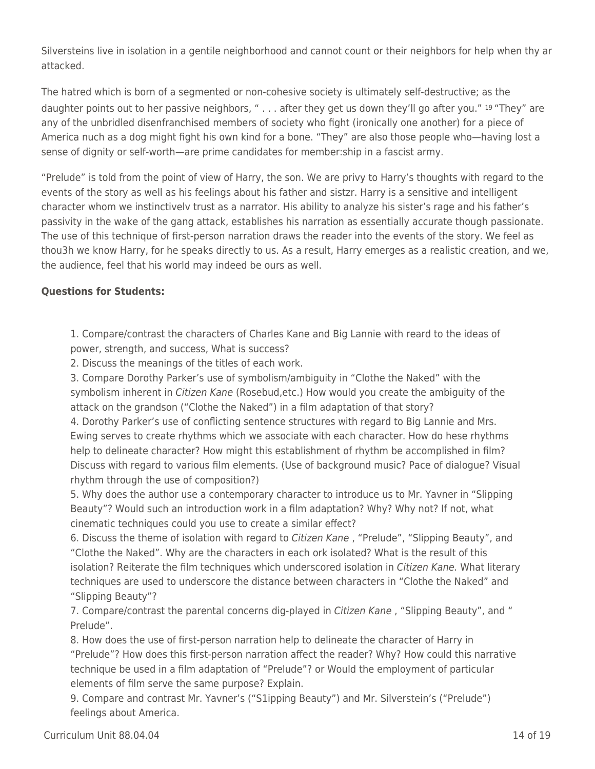Silversteins live in isolation in a gentile neighborhood and cannot count or their neighbors for help when thy ar attacked.

The hatred which is born of a segmented or non-cohesive society is ultimately self-destructive; as the daughter points out to her passive neighbors, " . . . after they get us down they'll go after you." [19] "They" are any of the unbridled disenfranchised members of society who fight (ironically one another) for a piece of America nuch as a dog might fight his own kind for a bone. "They" are also those people who—having lost a sense of dignity or self-worth—are prime candidates for member:ship in a fascist army.

"Prelude" is told from the point of view of Harry, the son. We are privy to Harry's thoughts with regard to the events of the story as well as his feelings about his father and sistzr. Harry is a sensitive and intelligent character whom we instinctivelv trust as a narrator. His ability to analyze his sister's rage and his father's passivity in the wake of the gang attack, establishes his narration as essentially accurate though passionate. The use of this technique of first-person narration draws the reader into the events of the story. We feel as thou3h we know Harry, for he speaks directly to us. As a result, Harry emerges as a realistic creation, and we, the audience, feel that his world may indeed be ours as well.

**Questions for Students:**

1. Compare/contrast the characters of Charles Kane and Big Lannie with reard to the ideas of power, strength, and success, What is success?
2. Discuss the meanings of the titles of each work.
3. Compare Dorothy Parker's use of symbolism/ambiguity in "Clothe the Naked" with the symbolism inherent in *Citizen Kane* (Rosebud,etc.) How would you create the ambiguity of the attack on the grandson ("Clothe the Naked") in a film adaptation of that story?
4. Dorothy Parker's use of conflicting sentence structures with regard to Big Lannie and Mrs. Ewing serves to create rhythms which we associate with each character. How do hese rhythms help to delineate character? How might this establishment of rhythm be accomplished in film? Discuss with regard to various film elements. (Use of background music? Pace of dialogue? Visual rhythm through the use of composition?)
5. Why does the author use a contemporary character to introduce us to Mr. Yavner in "Slipping Beauty"? Would such an introduction work in a film adaptation? Why? Why not? If not, what cinematic techniques could you use to create a similar effect?
6. Discuss the theme of isolation with regard to *Citizen Kane* , "Prelude", "Slipping Beauty", and "Clothe the Naked". Why are the characters in each ork isolated? What is the result of this isolation? Reiterate the film techniques which underscored isolation in *Citizen Kane.* What literary techniques are used to underscore the distance between characters in "Clothe the Naked" and "Slipping Beauty"?
7. Compare/contrast the parental concerns dig-played in *Citizen Kane* , "Slipping Beauty", and " Prelude".
8. How does the use of first-person narration help to delineate the character of Harry in "Prelude"? How does this first-person narration affect the reader? Why? How could this narrative technique be used in a film adaptation of "Prelude"? or Would the employment of particular elements of film serve the same purpose? Explain.
9. Compare and contrast Mr. Yavner's ("S1ipping Beauty") and Mr. Silverstein's ("Prelude") feelings about America.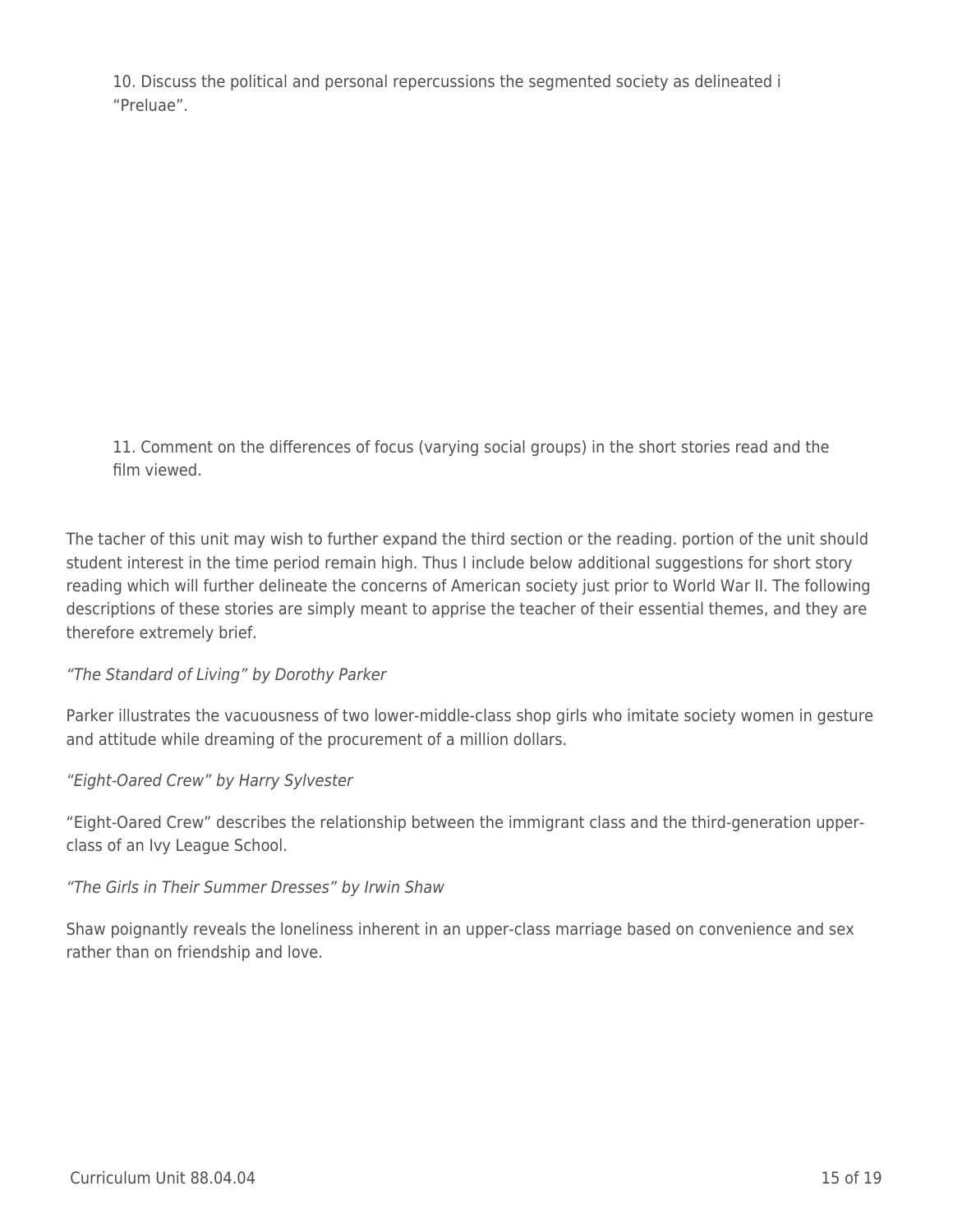10. Discuss the political and personal repercussions the segmented society as delineated i "Preluae".

11. Comment on the differences of focus (varying social groups) in the short stories read and the film viewed.

The tacher of this unit may wish to further expand the third section or the reading. portion of the unit should student interest in the time period remain high. Thus I include below additional suggestions for short story reading which will further delineate the concerns of American society just prior to World War II. The following descriptions of these stories are simply meant to apprise the teacher of their essential themes, and they are therefore extremely brief.

*"The Standard of Living" by Dorothy Parker*

Parker illustrates the vacuousness of two lower-middle-class shop girls who imitate society women in gesture and attitude while dreaming of the procurement of a million dollars.

*"Eight-Oared Crew" by Harry Sylvester*

"Eight-Oared Crew" describes the relationship between the immigrant class and the third-generation upper-class of an Ivy League School.

*"The Girls in Their Summer Dresses" by Irwin Shaw*

Shaw poignantly reveals the loneliness inherent in an upper-class marriage based on convenience and sex rather than on friendship and love.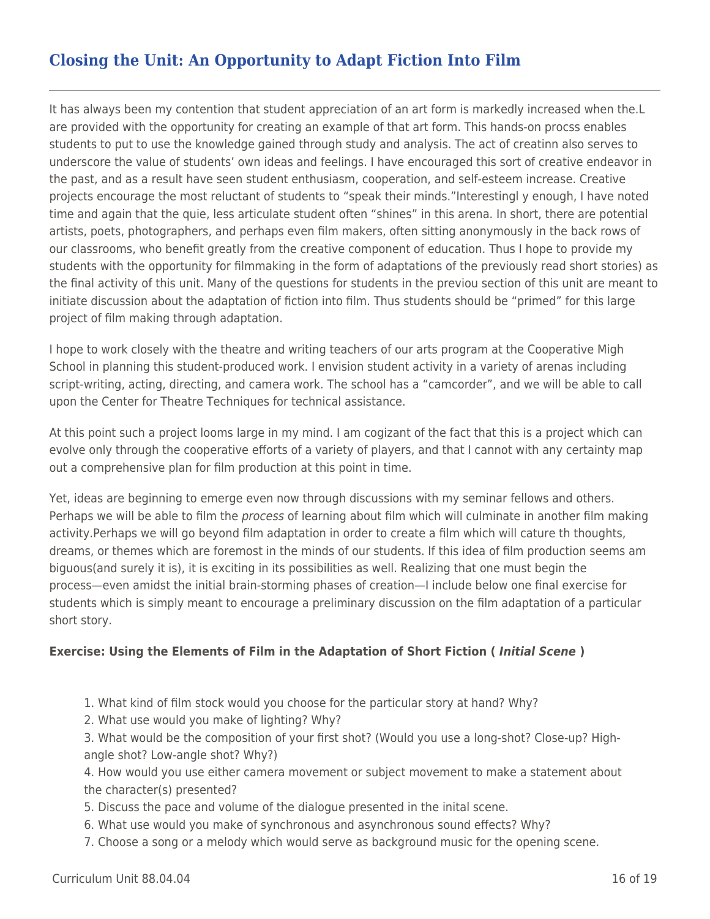## Closing the Unit: An Opportunity to Adapt Fiction Into Film

It has always been my contention that student appreciation of an art form is markedly increased when the.L are provided with the opportunity for creating an example of that art form. This hands-on procss enables students to put to use the knowledge gained through study and analysis. The act of creatinn also serves to underscore the value of students' own ideas and feelings. I have encouraged this sort of creative endeavor in the past, and as a result have seen student enthusiasm, cooperation, and self-esteem increase. Creative projects encourage the most reluctant of students to "speak their minds."Interestingl y enough, I have noted time and again that the quie, less articulate student often "shines" in this arena. In short, there are potential artists, poets, photographers, and perhaps even film makers, often sitting anonymously in the back rows of our classrooms, who benefit greatly from the creative component of education. Thus I hope to provide my students with the opportunity for filmmaking in the form of adaptations of the previously read short stories) as the final activity of this unit. Many of the questions for students in the previou section of this unit are meant to initiate discussion about the adaptation of fiction into film. Thus students should be "primed" for this large project of film making through adaptation.

I hope to work closely with the theatre and writing teachers of our arts program at the Cooperative Migh School in planning this student-produced work. I envision student activity in a variety of arenas including script-writing, acting, directing, and camera work. The school has a "camcorder", and we will be able to call upon the Center for Theatre Techniques for technical assistance.

At this point such a project looms large in my mind. I am cogizant of the fact that this is a project which can evolve only through the cooperative efforts of a variety of players, and that I cannot with any certainty map out a comprehensive plan for film production at this point in time.

Yet, ideas are beginning to emerge even now through discussions with my seminar fellows and others. Perhaps we will be able to film the *process* of learning about film which will culminate in another film making activity.Perhaps we will go beyond film adaptation in order to create a film which will cature th thoughts, dreams, or themes which are foremost in the minds of our students. If this idea of film production seems am biguous(and surely it is), it is exciting in its possibilities as well. Realizing that one must begin the process—even amidst the initial brain-storming phases of creation—I include below one final exercise for students which is simply meant to encourage a preliminary discussion on the film adaptation of a particular short story.

**Exercise: Using the Elements of Film in the Adaptation of Short Fiction ( *Initial Scene* )**

1. What kind of film stock would you choose for the particular story at hand? Why?
2. What use would you make of lighting? Why?
3. What would be the composition of your first shot? (Would you use a long-shot? Close-up? High-angle shot? Low-angle shot? Why?)
4. How would you use either camera movement or subject movement to make a statement about the character(s) presented?
5. Discuss the pace and volume of the dialogue presented in the inital scene.
6. What use would you make of synchronous and asynchronous sound effects? Why?
7. Choose a song or a melody which would serve as background music for the opening scene.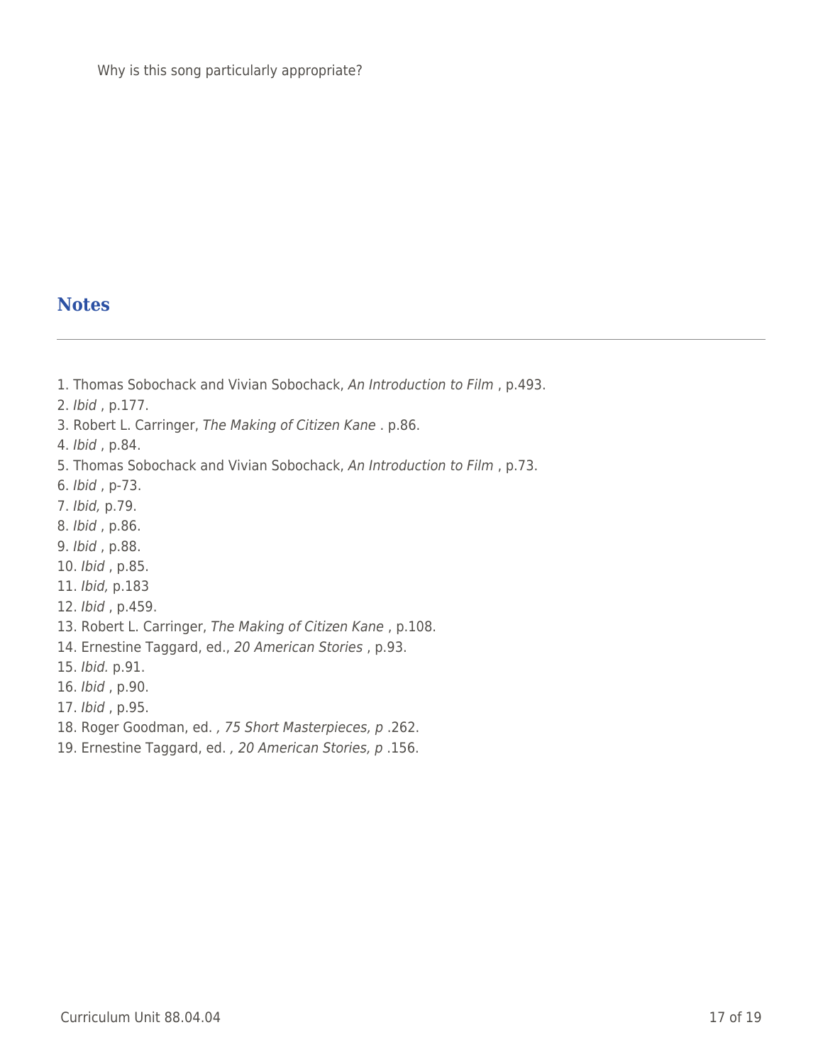Why is this song particularly appropriate?

## Notes

1. Thomas Sobochack and Vivian Sobochack, *An Introduction to Film* , p.493.
2. *Ibid* , p.177.
3. Robert L. Carringer, *The Making of Citizen Kane* . p.86.
4. *Ibid* , p.84.
5. Thomas Sobochack and Vivian Sobochack, *An Introduction to Film* , p.73.
6. *Ibid* , p-73.
7. *Ibid,* p.79.
8. *Ibid* , p.86.
9. *Ibid* , p.88.
10. *Ibid* , p.85.
11. *Ibid,* p.183
12. *Ibid* , p.459.
13. Robert L. Carringer, *The Making of Citizen Kane* , p.108.
14. Ernestine Taggard, ed., *20 American Stories* , p.93.
15. *Ibid.* p.91.
16. *Ibid* , p.90.
17. *Ibid* , p.95.
18. Roger Goodman, ed. *, 75 Short Masterpieces, p* .262.
19. Ernestine Taggard, ed. *, 20 American Stories, p* .156.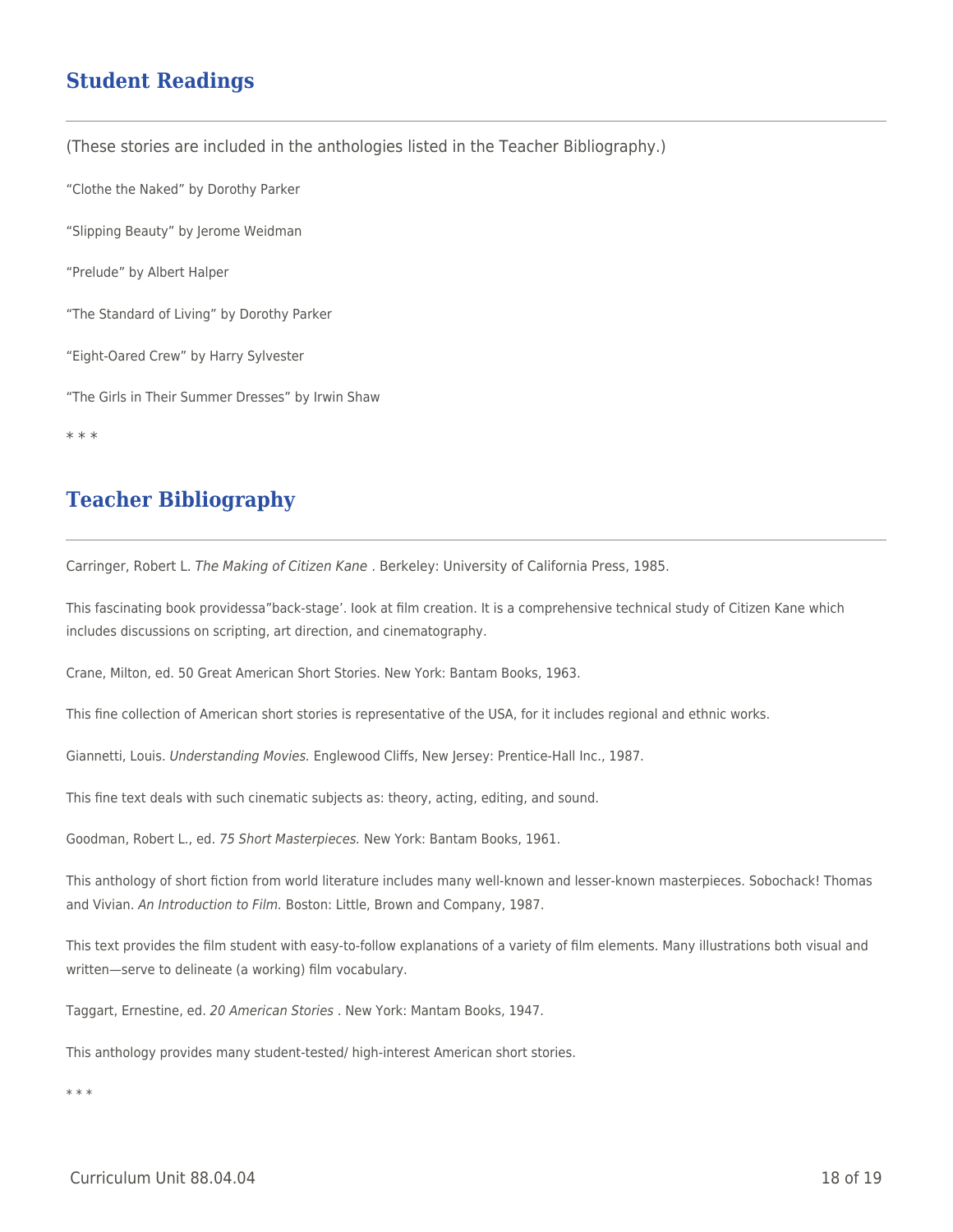## Student Readings

(These stories are included in the anthologies listed in the Teacher Bibliography.)

"Clothe the Naked" by Dorothy Parker

"Slipping Beauty" by Jerome Weidman

"Prelude" by Albert Halper

"The Standard of Living" by Dorothy Parker

"Eight-Oared Crew" by Harry Sylvester

"The Girls in Their Summer Dresses" by Irwin Shaw

* * *

## Teacher Bibliography

Carringer, Robert L. *The Making of Citizen Kane* . Berkeley: University of California Press, 1985.

This fascinating book providessa"back-stage'. look at film creation. It is a comprehensive technical study of Citizen Kane which includes discussions on scripting, art direction, and cinematography.

Crane, Milton, ed. 50 Great American Short Stories. New York: Bantam Books, 1963.

This fine collection of American short stories is representative of the USA, for it includes regional and ethnic works.

Giannetti, Louis. *Understanding Movies.* Englewood Cliffs, New Jersey: Prentice-Hall Inc., 1987.

This fine text deals with such cinematic subjects as: theory, acting, editing, and sound.

Goodman, Robert L., ed. *75 Short Masterpieces.* New York: Bantam Books, 1961.

This anthology of short fiction from world literature includes many well-known and lesser-known masterpieces. Sobochack! Thomas and Vivian. *An Introduction to Film.* Boston: Little, Brown and Company, 1987.

This text provides the film student with easy-to-follow explanations of a variety of film elements. Many illustrations both visual and written—serve to delineate (a working) film vocabulary.

Taggart, Ernestine, ed. *20 American Stories* . New York: Mantam Books, 1947.

This anthology provides many student-tested/ high-interest American short stories.

* * *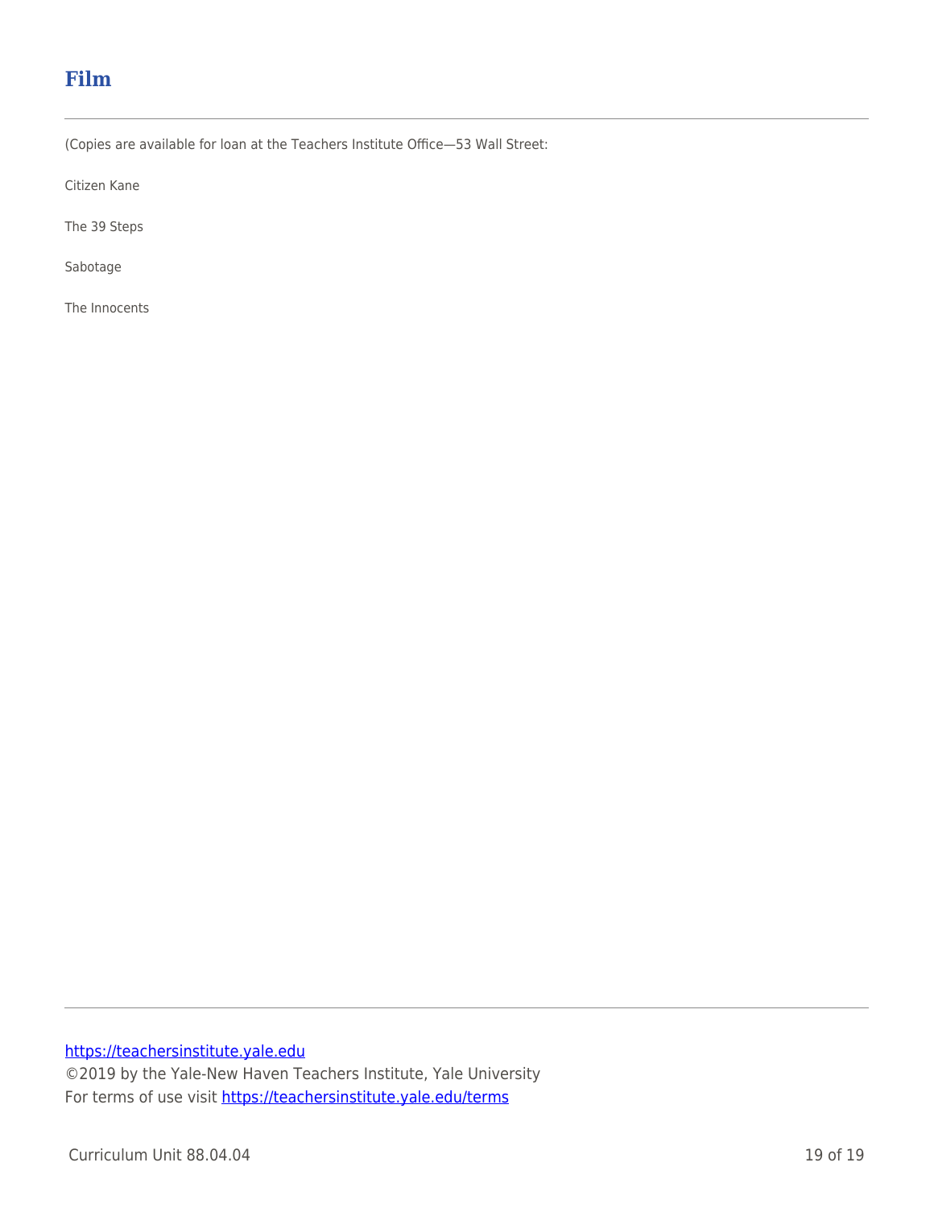## Film

(Copies are available for loan at the Teachers Institute Office—53 Wall Street:

Citizen Kane

The 39 Steps

Sabotage

The Innocents

https://teachersinstitute.yale.edu
©2019 by the Yale-New Haven Teachers Institute, Yale University
For terms of use visit https://teachersinstitute.yale.edu/terms